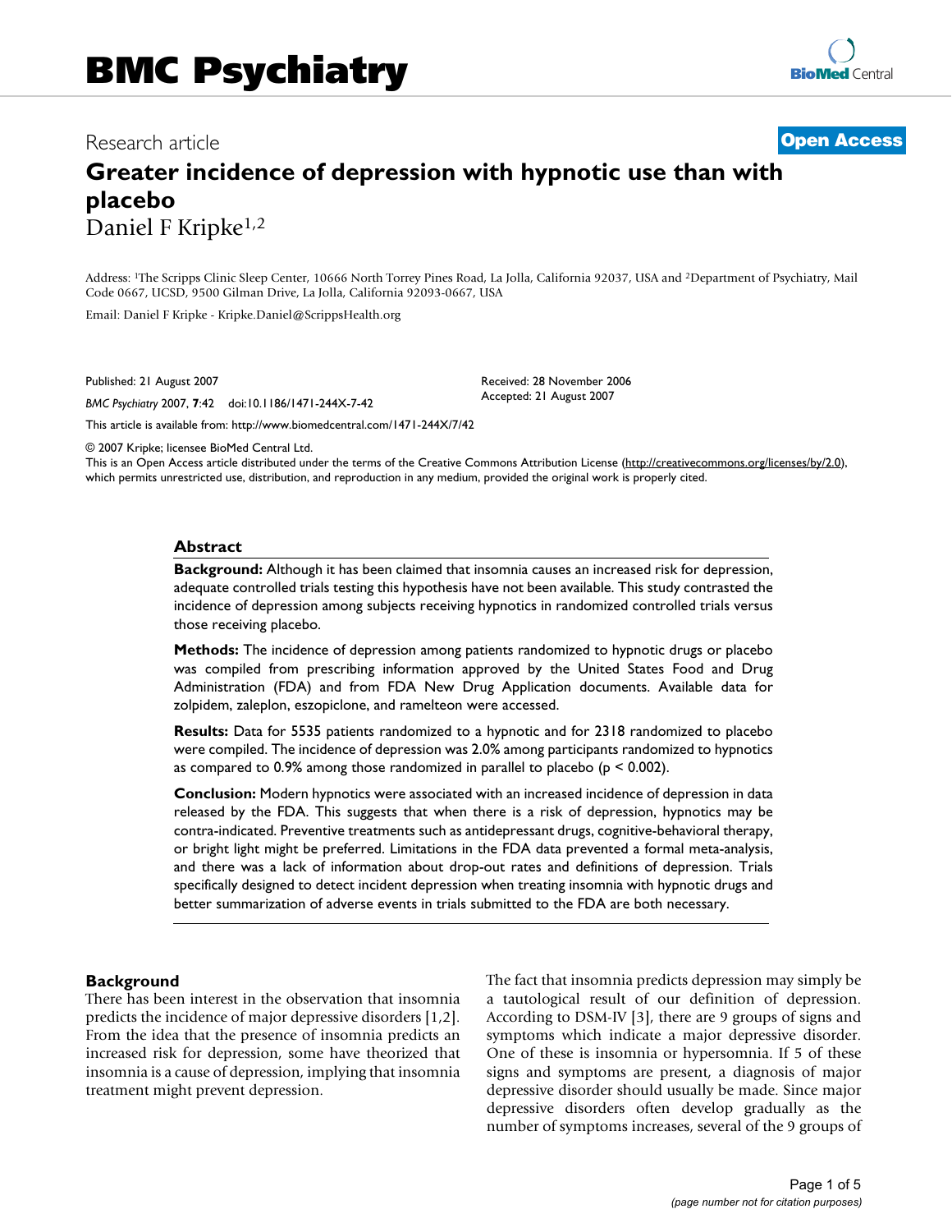# BMC Psychiatry

Research article

**Open Access**

## Greater incidence of depression with hypnotic use than with placebo

Daniel F Kripke[1,2]

Address: [1]The Scripps Clinic Sleep Center, 10666 North Torrey Pines Road, La Jolla, California 92037, USA and [2]Department of Psychiatry, Mail Code 0667, UCSD, 9500 Gilman Drive, La Jolla, California 92093-0667, USA

Email: Daniel F Kripke - Kripke.Daniel@ScrippsHealth.org

Published: 21 August 2007

*BMC Psychiatry* 2007, **7**:42 doi:10.1186/1471-244X-7-42

Received: 28 November 2006
Accepted: 21 August 2007

This article is available from: http://www.biomedcentral.com/1471-244X/7/42

© 2007 Kripke; licensee BioMed Central Ltd.
This is an Open Access article distributed under the terms of the Creative Commons Attribution License (http://creativecommons.org/licenses/by/2.0), which permits unrestricted use, distribution, and reproduction in any medium, provided the original work is properly cited.

### Abstract

**Background:** Although it has been claimed that insomnia causes an increased risk for depression, adequate controlled trials testing this hypothesis have not been available. This study contrasted the incidence of depression among subjects receiving hypnotics in randomized controlled trials versus those receiving placebo.

**Methods:** The incidence of depression among patients randomized to hypnotic drugs or placebo was compiled from prescribing information approved by the United States Food and Drug Administration (FDA) and from FDA New Drug Application documents. Available data for zolpidem, zaleplon, eszopiclone, and ramelteon were accessed.

**Results:** Data for 5535 patients randomized to a hypnotic and for 2318 randomized to placebo were compiled. The incidence of depression was 2.0% among participants randomized to hypnotics as compared to 0.9% among those randomized in parallel to placebo ($p < 0.002$).

**Conclusion:** Modern hypnotics were associated with an increased incidence of depression in data released by the FDA. This suggests that when there is a risk of depression, hypnotics may be contra-indicated. Preventive treatments such as antidepressant drugs, cognitive-behavioral therapy, or bright light might be preferred. Limitations in the FDA data prevented a formal meta-analysis, and there was a lack of information about drop-out rates and definitions of depression. Trials specifically designed to detect incident depression when treating insomnia with hypnotic drugs and better summarization of adverse events in trials submitted to the FDA are both necessary.

### Background

There has been interest in the observation that insomnia predicts the incidence of major depressive disorders [1,2]. From the idea that the presence of insomnia predicts an increased risk for depression, some have theorized that insomnia is a cause of depression, implying that insomnia treatment might prevent depression.

The fact that insomnia predicts depression may simply be a tautological result of our definition of depression. According to DSM-IV [3], there are 9 groups of signs and symptoms which indicate a major depressive disorder. One of these is insomnia or hypersomnia. If 5 of these signs and symptoms are present, a diagnosis of major depressive disorder should usually be made. Since major depressive disorders often develop gradually as the number of symptoms increases, several of the 9 groups of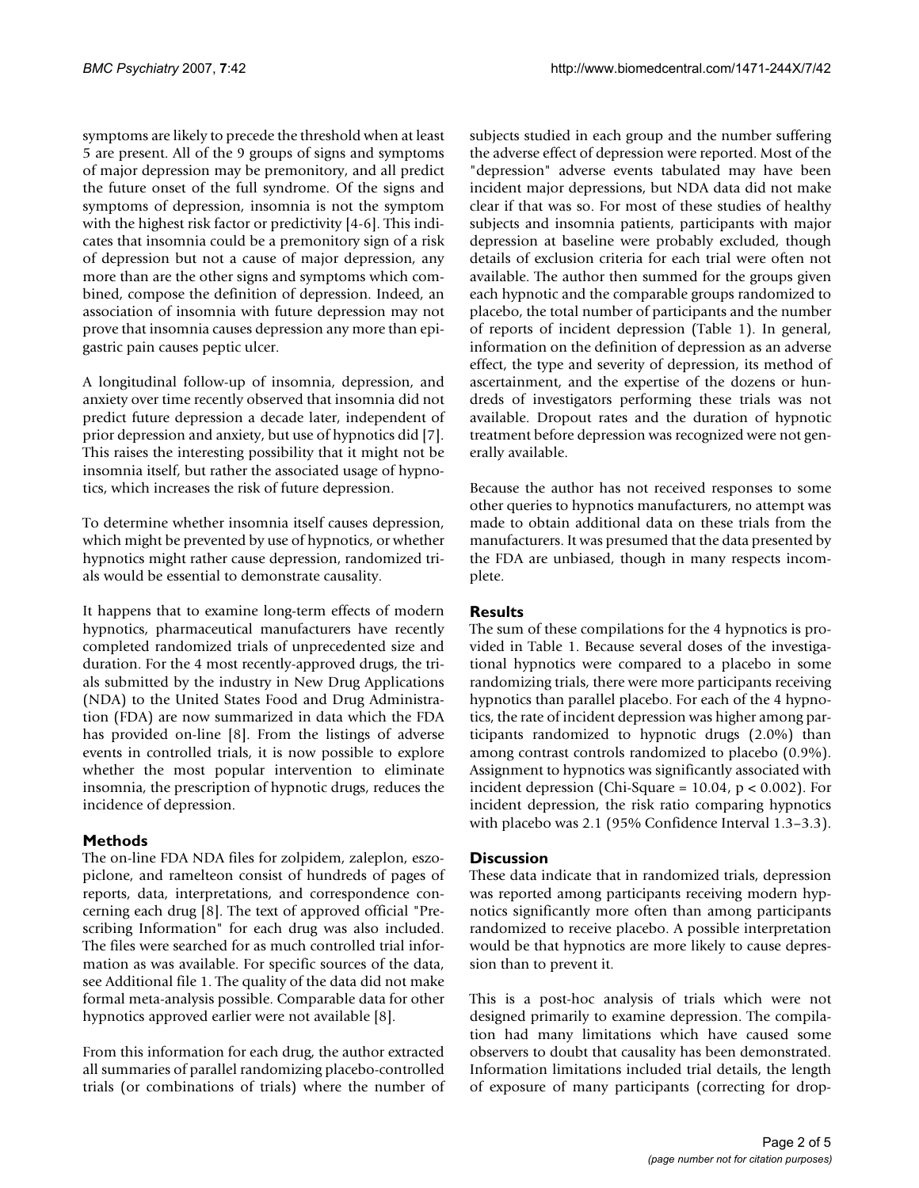symptoms are likely to precede the threshold when at least 5 are present. All of the 9 groups of signs and symptoms of major depression may be premonitory, and all predict the future onset of the full syndrome. Of the signs and symptoms of depression, insomnia is not the symptom with the highest risk factor or predictivity [4-6]. This indicates that insomnia could be a premonitory sign of a risk of depression but not a cause of major depression, any more than are the other signs and symptoms which combined, compose the definition of depression. Indeed, an association of insomnia with future depression may not prove that insomnia causes depression any more than epigastric pain causes peptic ulcer.

A longitudinal follow-up of insomnia, depression, and anxiety over time recently observed that insomnia did not predict future depression a decade later, independent of prior depression and anxiety, but use of hypnotics did [7]. This raises the interesting possibility that it might not be insomnia itself, but rather the associated usage of hypnotics, which increases the risk of future depression.

To determine whether insomnia itself causes depression, which might be prevented by use of hypnotics, or whether hypnotics might rather cause depression, randomized trials would be essential to demonstrate causality.

It happens that to examine long-term effects of modern hypnotics, pharmaceutical manufacturers have recently completed randomized trials of unprecedented size and duration. For the 4 most recently-approved drugs, the trials submitted by the industry in New Drug Applications (NDA) to the United States Food and Drug Administration (FDA) are now summarized in data which the FDA has provided on-line [8]. From the listings of adverse events in controlled trials, it is now possible to explore whether the most popular intervention to eliminate insomnia, the prescription of hypnotic drugs, reduces the incidence of depression.

## Methods

The on-line FDA NDA files for zolpidem, zaleplon, eszopiclone, and ramelteon consist of hundreds of pages of reports, data, interpretations, and correspondence concerning each drug [8]. The text of approved official "Prescribing Information" for each drug was also included. The files were searched for as much controlled trial information as was available. For specific sources of the data, see Additional file 1. The quality of the data did not make formal meta-analysis possible. Comparable data for other hypnotics approved earlier were not available [8].

From this information for each drug, the author extracted all summaries of parallel randomizing placebo-controlled trials (or combinations of trials) where the number of subjects studied in each group and the number suffering the adverse effect of depression were reported. Most of the "depression" adverse events tabulated may have been incident major depressions, but NDA data did not make clear if that was so. For most of these studies of healthy subjects and insomnia patients, participants with major depression at baseline were probably excluded, though details of exclusion criteria for each trial were often not available. The author then summed for the groups given each hypnotic and the comparable groups randomized to placebo, the total number of participants and the number of reports of incident depression (Table 1). In general, information on the definition of depression as an adverse effect, the type and severity of depression, its method of ascertainment, and the expertise of the dozens or hundreds of investigators performing these trials was not available. Dropout rates and the duration of hypnotic treatment before depression was recognized were not generally available.

Because the author has not received responses to some other queries to hypnotics manufacturers, no attempt was made to obtain additional data on these trials from the manufacturers. It was presumed that the data presented by the FDA are unbiased, though in many respects incomplete.

## Results

The sum of these compilations for the 4 hypnotics is provided in Table 1. Because several doses of the investigational hypnotics were compared to a placebo in some randomizing trials, there were more participants receiving hypnotics than parallel placebo. For each of the 4 hypnotics, the rate of incident depression was higher among participants randomized to hypnotic drugs (2.0%) than among contrast controls randomized to placebo (0.9%). Assignment to hypnotics was significantly associated with incident depression (Chi-Square = 10.04, $p < 0.002$). For incident depression, the risk ratio comparing hypnotics with placebo was 2.1 (95% Confidence Interval 1.3–3.3).

## Discussion

These data indicate that in randomized trials, depression was reported among participants receiving modern hypnotics significantly more often than among participants randomized to receive placebo. A possible interpretation would be that hypnotics are more likely to cause depression than to prevent it.

This is a post-hoc analysis of trials which were not designed primarily to examine depression. The compilation had many limitations which have caused some observers to doubt that causality has been demonstrated. Information limitations included trial details, the length of exposure of many participants (correcting for drop-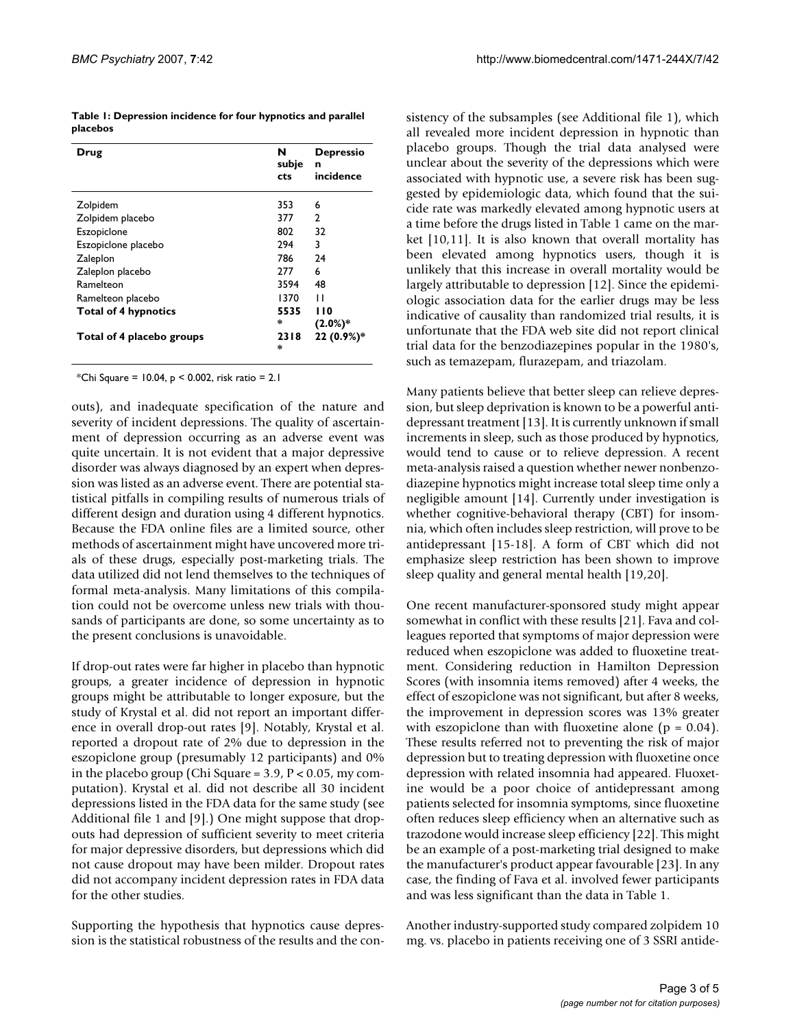**Table 1: Depression incidence for four hypnotics and parallel placebos**

| Drug | N subjects | Depression incidence |
| --- | --- | --- |
| Zolpidem | 353 | 6 |
| Zolpidem placebo | 377 | 2 |
| Eszopiclone | 802 | 32 |
| Eszopiclone placebo | 294 | 3 |
| Zaleplon | 786 | 24 |
| Zaleplon placebo | 277 | 6 |
| Ramelteon | 3594 | 48 |
| Ramelteon placebo | 1370 | 11 |
| **Total of 4 hypnotics** | **5535*** | **110 (2.0%)*** |
| **Total of 4 placebo groups** | **2318*** | **22 (0.9%)*** |

*Chi Square = 10.04, p < 0.002, risk ratio = 2.1

outs), and inadequate specification of the nature and severity of incident depressions. The quality of ascertainment of depression occurring as an adverse event was quite uncertain. It is not evident that a major depressive disorder was always diagnosed by an expert when depression was listed as an adverse event. There are potential statistical pitfalls in compiling results of numerous trials of different design and duration using 4 different hypnotics. Because the FDA online files are a limited source, other methods of ascertainment might have uncovered more trials of these drugs, especially post-marketing trials. The data utilized did not lend themselves to the techniques of formal meta-analysis. Many limitations of this compilation could not be overcome unless new trials with thousands of participants are done, so some uncertainty as to the present conclusions is unavoidable.

If drop-out rates were far higher in placebo than hypnotic groups, a greater incidence of depression in hypnotic groups might be attributable to longer exposure, but the study of Krystal et al. did not report an important difference in overall drop-out rates [9]. Notably, Krystal et al. reported a dropout rate of 2% due to depression in the eszopiclone group (presumably 12 participants) and 0% in the placebo group (Chi Square = 3.9, $P < 0.05$, my computation). Krystal et al. did not describe all 30 incident depressions listed in the FDA data for the same study (see Additional file 1 and [9].) One might suppose that dropouts had depression of sufficient severity to meet criteria for major depressive disorders, but depressions which did not cause dropout may have been milder. Dropout rates did not accompany incident depression rates in FDA data for the other studies.

Supporting the hypothesis that hypnotics cause depression is the statistical robustness of the results and the consistency of the subsamples (see Additional file 1), which all revealed more incident depression in hypnotic than placebo groups. Though the trial data analysed were unclear about the severity of the depressions which were associated with hypnotic use, a severe risk has been suggested by epidemiologic data, which found that the suicide rate was markedly elevated among hypnotic users at a time before the drugs listed in Table 1 came on the market [10,11]. It is also known that overall mortality has been elevated among hypnotics users, though it is unlikely that this increase in overall mortality would be largely attributable to depression [12]. Since the epidemiologic association data for the earlier drugs may be less indicative of causality than randomized trial results, it is unfortunate that the FDA web site did not report clinical trial data for the benzodiazepines popular in the 1980's, such as temazepam, flurazepam, and triazolam.

Many patients believe that better sleep can relieve depression, but sleep deprivation is known to be a powerful antidepressant treatment [13]. It is currently unknown if small increments in sleep, such as those produced by hypnotics, would tend to cause or to relieve depression. A recent meta-analysis raised a question whether newer nonbenzodiazepine hypnotics might increase total sleep time only a negligible amount [14]. Currently under investigation is whether cognitive-behavioral therapy (CBT) for insomnia, which often includes sleep restriction, will prove to be antidepressant [15-18]. A form of CBT which did not emphasize sleep restriction has been shown to improve sleep quality and general mental health [19,20].

One recent manufacturer-sponsored study might appear somewhat in conflict with these results [21]. Fava and colleagues reported that symptoms of major depression were reduced when eszopiclone was added to fluoxetine treatment. Considering reduction in Hamilton Depression Scores (with insomnia items removed) after 4 weeks, the effect of eszopiclone was not significant, but after 8 weeks, the improvement in depression scores was 13% greater with eszopiclone than with fluoxetine alone ($p = 0.04$). These results referred not to preventing the risk of major depression but to treating depression with fluoxetine once depression with related insomnia had appeared. Fluoxetine would be a poor choice of antidepressant among patients selected for insomnia symptoms, since fluoxetine often reduces sleep efficiency when an alternative such as trazodone would increase sleep efficiency [22]. This might be an example of a post-marketing trial designed to make the manufacturer's product appear favourable [23]. In any case, the finding of Fava et al. involved fewer participants and was less significant than the data in Table 1.

Another industry-supported study compared zolpidem 10 mg. vs. placebo in patients receiving one of 3 SSRI antide-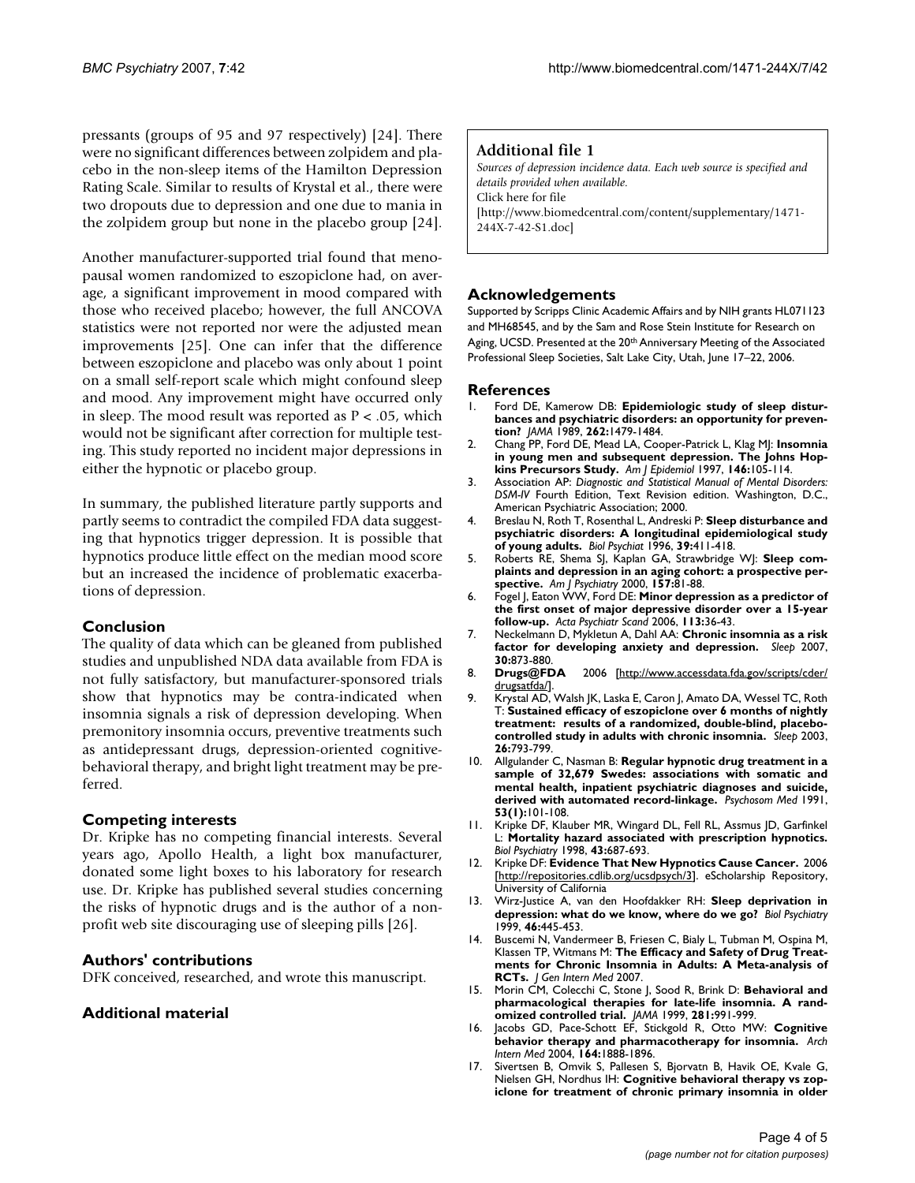pressants (groups of 95 and 97 respectively) [24]. There were no significant differences between zolpidem and placebo in the non-sleep items of the Hamilton Depression Rating Scale. Similar to results of Krystal et al., there were two dropouts due to depression and one due to mania in the zolpidem group but none in the placebo group [24].

Another manufacturer-supported trial found that menopausal women randomized to eszopiclone had, on average, a significant improvement in mood compared with those who received placebo; however, the full ANCOVA statistics were not reported nor were the adjusted mean improvements [25]. One can infer that the difference between eszopiclone and placebo was only about 1 point on a small self-report scale which might confound sleep and mood. Any improvement might have occurred only in sleep. The mood result was reported as $P < .05$, which would not be significant after correction for multiple testing. This study reported no incident major depressions in either the hypnotic or placebo group.

In summary, the published literature partly supports and partly seems to contradict the compiled FDA data suggesting that hypnotics trigger depression. It is possible that hypnotics produce little effect on the median mood score but an increased the incidence of problematic exacerbations of depression.

## Conclusion

The quality of data which can be gleaned from published studies and unpublished NDA data available from FDA is not fully satisfactory, but manufacturer-sponsored trials show that hypnotics may be contra-indicated when insomnia signals a risk of depression developing. When premonitory insomnia occurs, preventive treatments such as antidepressant drugs, depression-oriented cognitive-behavioral therapy, and bright light treatment may be preferred.

## Competing interests

Dr. Kripke has no competing financial interests. Several years ago, Apollo Health, a light box manufacturer, donated some light boxes to his laboratory for research use. Dr. Kripke has published several studies concerning the risks of hypnotic drugs and is the author of a non-profit web site discouraging use of sleeping pills [26].

## Authors' contributions

DFK conceived, researched, and wrote this manuscript.

## Additional material

**Additional file 1**

*Sources of depression incidence data. Each web source is specified and details provided when available.*
Click here for file
[http://www.biomedcentral.com/content/supplementary/1471-244X-7-42-S1.doc]

## Acknowledgements

Supported by Scripps Clinic Academic Affairs and by NIH grants HL071123 and MH68545, and by the Sam and Rose Stein Institute for Research on Aging, UCSD. Presented at the 20th Anniversary Meeting of the Associated Professional Sleep Societies, Salt Lake City, Utah, June 17–22, 2006.

## References

1. Ford DE, Kamerow DB: **Epidemiologic study of sleep disturbances and psychiatric disorders: an opportunity for prevention?** *JAMA* 1989, **262:**1479-1484.
2. Chang PP, Ford DE, Mead LA, Cooper-Patrick L, Klag MJ: **Insomnia in young men and subsequent depression. The Johns Hopkins Precursors Study.** *Am J Epidemiol* 1997, **146:**105-114.
3. Association AP: *Diagnostic and Statistical Manual of Mental Disorders: DSM-IV* Fourth Edition, Text Revision edition. Washington, D.C., American Psychiatric Association; 2000.
4. Breslau N, Roth T, Rosenthal L, Andreski P: **Sleep disturbance and psychiatric disorders: A longitudinal epidemiological study of young adults.** *Biol Psychiat* 1996, **39:**411-418.
5. Roberts RE, Shema SJ, Kaplan GA, Strawbridge WJ: **Sleep complaints and depression in an aging cohort: a prospective perspective.** *Am J Psychiatry* 2000, **157:**81-88.
6. Fogel J, Eaton WW, Ford DE: **Minor depression as a predictor of the first onset of major depressive disorder over a 15-year follow-up.** *Acta Psychiatr Scand* 2006, **113:**36-43.
7. Neckelmann D, Mykletun A, Dahl AA: **Chronic insomnia as a risk factor for developing anxiety and depression.** *Sleep* 2007, **30:**873-880.
8. **Drugs@FDA** 2006 [http://www.accessdata.fda.gov/scripts/cder/drugsatfda/].
9. Krystal AD, Walsh JK, Laska E, Caron J, Amato DA, Wessel TC, Roth T: **Sustained efficacy of eszopiclone over 6 months of nightly treatment: results of a randomized, double-blind, placebo-controlled study in adults with chronic insomnia.** *Sleep* 2003, **26:**793-799.
10. Allgulander C, Nasman B: **Regular hypnotic drug treatment in a sample of 32,679 Swedes: associations with somatic and mental health, inpatient psychiatric diagnoses and suicide, derived with automated record-linkage.** *Psychosom Med* 1991, **53(1):**101-108.
11. Kripke DF, Klauber MR, Wingard DL, Fell RL, Assmus JD, Garfinkel L: **Mortality hazard associated with prescription hypnotics.** *Biol Psychiatry* 1998, **43:**687-693.
12. Kripke DF: **Evidence That New Hypnotics Cause Cancer.** 2006 [http://repositories.cdlib.org/ucsdpsych/3]. eScholarship Repository, University of California
13. Wirz-Justice A, van den Hoofdakker RH: **Sleep deprivation in depression: what do we know, where do we go?** *Biol Psychiatry* 1999, **46:**445-453.
14. Buscemi N, Vandermeer B, Friesen C, Bialy L, Tubman M, Ospina M, Klassen TP, Witmans M: **The Efficacy and Safety of Drug Treatments for Chronic Insomnia in Adults: A Meta-analysis of RCTs.** *J Gen Intern Med* 2007.
15. Morin CM, Colecchi C, Stone J, Sood R, Brink D: **Behavioral and pharmacological therapies for late-life insomnia. A randomized controlled trial.** *JAMA* 1999, **281:**991-999.
16. Jacobs GD, Pace-Schott EF, Stickgold R, Otto MW: **Cognitive behavior therapy and pharmacotherapy for insomnia.** *Arch Intern Med* 2004, **164:**1888-1896.
17. Sivertsen B, Omvik S, Pallesen S, Bjorvatn B, Havik OE, Kvale G, Nielsen GH, Nordhus IH: **Cognitive behavioral therapy vs zopiclone for treatment of chronic primary insomnia in older**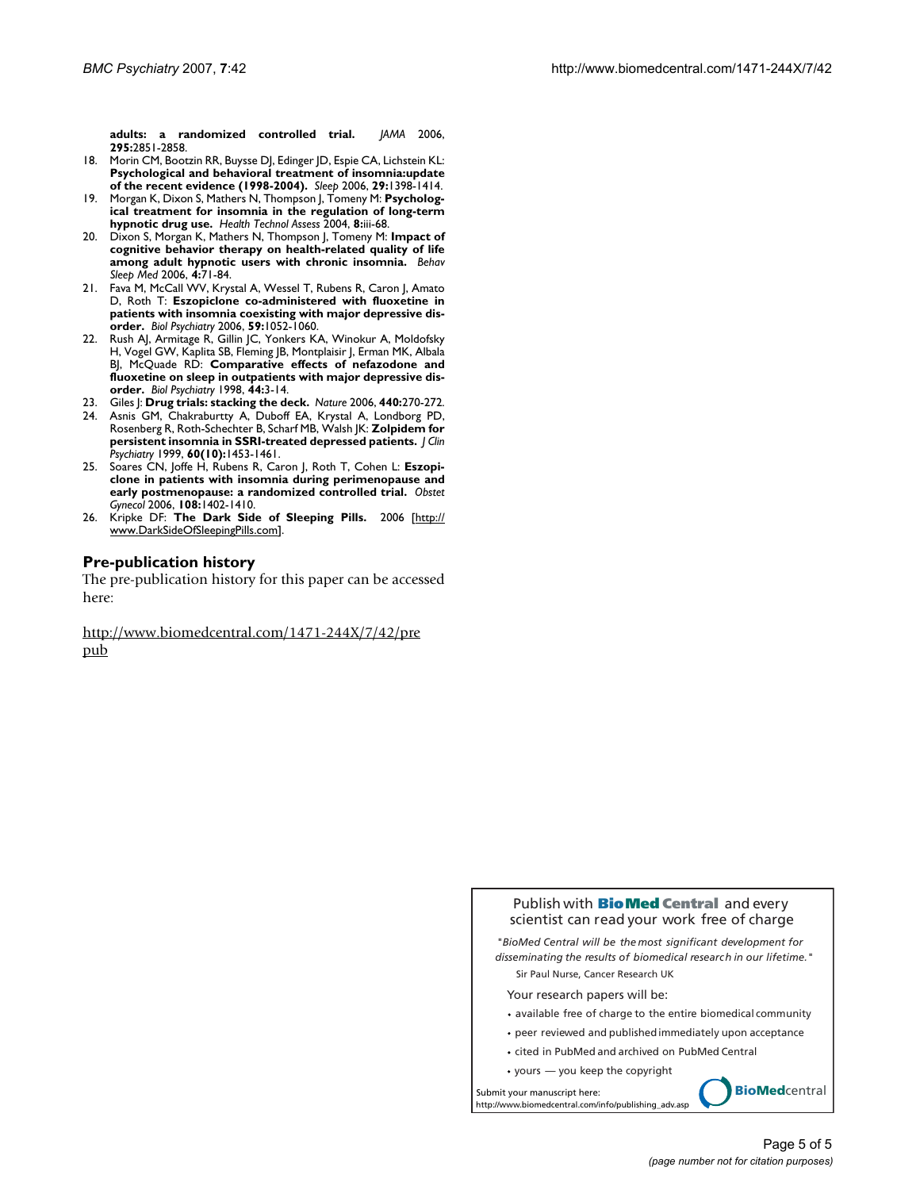adults: a randomized controlled trial. *JAMA* 2006, **295:**2851-2858.

18. Morin CM, Bootzin RR, Buysse DJ, Edinger JD, Espie CA, Lichstein KL: **Psychological and behavioral treatment of insomnia:update of the recent evidence (1998-2004).** *Sleep* 2006, **29:**1398-1414.
19. Morgan K, Dixon S, Mathers N, Thompson J, Tomeny M: **Psychological treatment for insomnia in the regulation of long-term hypnotic drug use.** *Health Technol Assess* 2004, **8:**iii-68.
20. Dixon S, Morgan K, Mathers N, Thompson J, Tomeny M: **Impact of cognitive behavior therapy on health-related quality of life among adult hypnotic users with chronic insomnia.** *Behav Sleep Med* 2006, **4:**71-84.
21. Fava M, McCall WV, Krystal A, Wessel T, Rubens R, Caron J, Amato D, Roth T: **Eszopiclone co-administered with fluoxetine in patients with insomnia coexisting with major depressive disorder.** *Biol Psychiatry* 2006, **59:**1052-1060.
22. Rush AJ, Armitage R, Gillin JC, Yonkers KA, Winokur A, Moldofsky H, Vogel GW, Kaplita SB, Fleming JB, Montplaisir J, Erman MK, Albala BJ, McQuade RD: **Comparative effects of nefazodone and fluoxetine on sleep in outpatients with major depressive disorder.** *Biol Psychiatry* 1998, **44:**3-14.
23. Giles J: **Drug trials: stacking the deck.** *Nature* 2006, **440:**270-272.
24. Asnis GM, Chakraburtty A, Duboff EA, Krystal A, Londborg PD, Rosenberg R, Roth-Schechter B, Scharf MB, Walsh JK: **Zolpidem for persistent insomnia in SSRI-treated depressed patients.** *J Clin Psychiatry* 1999, **60(10):**1453-1461.
25. Soares CN, Joffe H, Rubens R, Caron J, Roth T, Cohen L: **Eszopiclone in patients with insomnia during perimenopause and early postmenopause: a randomized controlled trial.** *Obstet Gynecol* 2006, **108:**1402-1410.
26. Kripke DF: **The Dark Side of Sleeping Pills.** 2006 [http://www.DarkSideOfSleepingPills.com].

## Pre-publication history

The pre-publication history for this paper can be accessed here:

http://www.biomedcentral.com/1471-244X/7/42/prepub

Publish with **BioMed Central** and every scientist can read your work free of charge

*"BioMed Central will be the most significant development for disseminating the results of biomedical research in our lifetime."*

Sir Paul Nurse, Cancer Research UK

Your research papers will be:

- available free of charge to the entire biomedical community
- peer reviewed and published immediately upon acceptance
- cited in PubMed and archived on PubMed Central
- yours — you keep the copyright

Submit your manuscript here:
http://www.biomedcentral.com/info/publishing_adv.asp

BioMedcentral